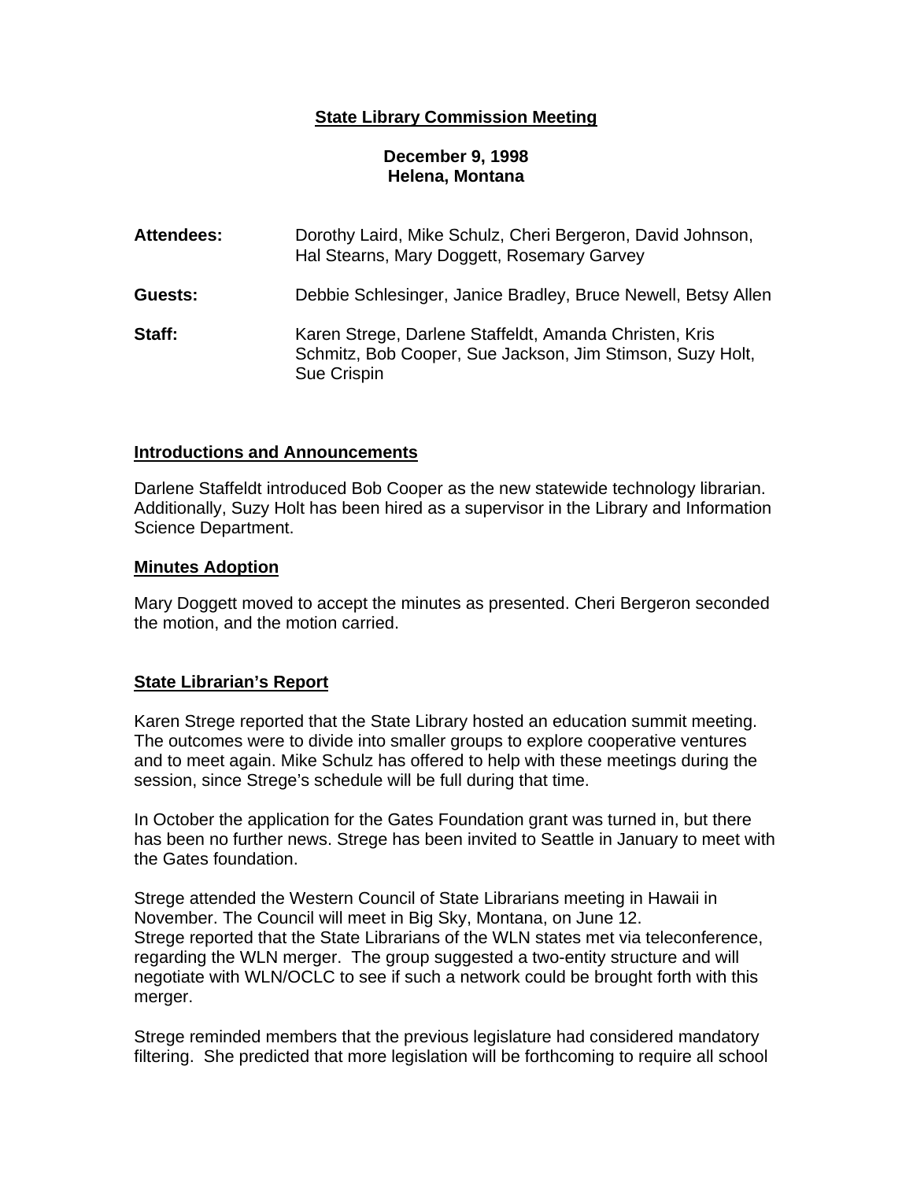# State Library Commission Meeting

**December 9, 1998**
**Helena, Montana**

| | |
|---|---|
| **Attendees:** | Dorothy Laird, Mike Schulz, Cheri Bergeron, David Johnson, Hal Stearns, Mary Doggett, Rosemary Garvey |
| **Guests:** | Debbie Schlesinger, Janice Bradley, Bruce Newell, Betsy Allen |
| **Staff:** | Karen Strege, Darlene Staffeldt, Amanda Christen, Kris Schmitz, Bob Cooper, Sue Jackson, Jim Stimson, Suzy Holt, Sue Crispin |

## Introductions and Announcements

Darlene Staffeldt introduced Bob Cooper as the new statewide technology librarian. Additionally, Suzy Holt has been hired as a supervisor in the Library and Information Science Department.

## Minutes Adoption

Mary Doggett moved to accept the minutes as presented. Cheri Bergeron seconded the motion, and the motion carried.

## State Librarian's Report

Karen Strege reported that the State Library hosted an education summit meeting. The outcomes were to divide into smaller groups to explore cooperative ventures and to meet again. Mike Schulz has offered to help with these meetings during the session, since Strege's schedule will be full during that time.

In October the application for the Gates Foundation grant was turned in, but there has been no further news. Strege has been invited to Seattle in January to meet with the Gates foundation.

Strege attended the Western Council of State Librarians meeting in Hawaii in November. The Council will meet in Big Sky, Montana, on June 12.
Strege reported that the State Librarians of the WLN states met via teleconference, regarding the WLN merger. The group suggested a two-entity structure and will negotiate with WLN/OCLC to see if such a network could be brought forth with this merger.

Strege reminded members that the previous legislature had considered mandatory filtering. She predicted that more legislation will be forthcoming to require all school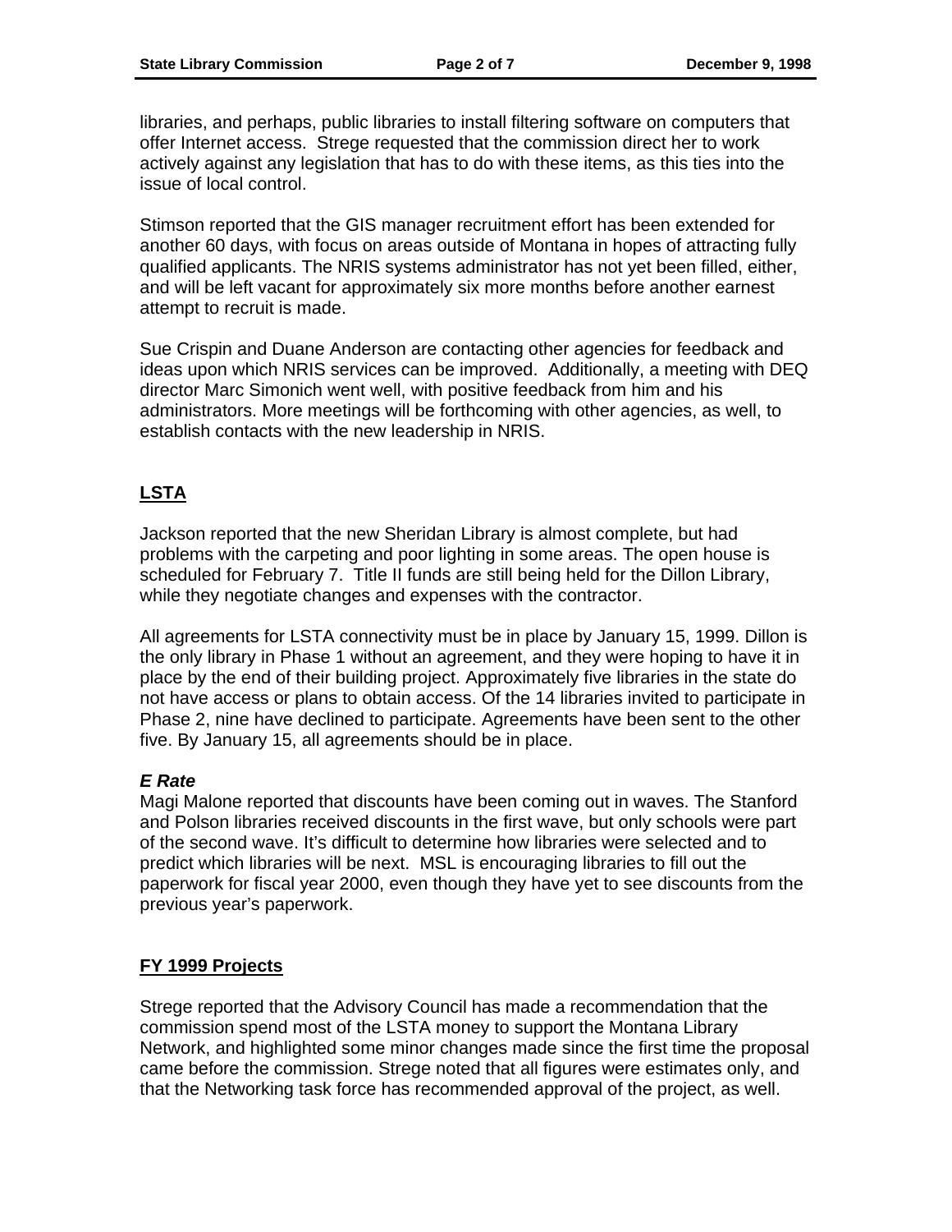libraries, and perhaps, public libraries to install filtering software on computers that offer Internet access. Strege requested that the commission direct her to work actively against any legislation that has to do with these items, as this ties into the issue of local control.

Stimson reported that the GIS manager recruitment effort has been extended for another 60 days, with focus on areas outside of Montana in hopes of attracting fully qualified applicants. The NRIS systems administrator has not yet been filled, either, and will be left vacant for approximately six more months before another earnest attempt to recruit is made.

Sue Crispin and Duane Anderson are contacting other agencies for feedback and ideas upon which NRIS services can be improved. Additionally, a meeting with DEQ director Marc Simonich went well, with positive feedback from him and his administrators. More meetings will be forthcoming with other agencies, as well, to establish contacts with the new leadership in NRIS.

## **LSTA**

Jackson reported that the new Sheridan Library is almost complete, but had problems with the carpeting and poor lighting in some areas. The open house is scheduled for February 7. Title II funds are still being held for the Dillon Library, while they negotiate changes and expenses with the contractor.

All agreements for LSTA connectivity must be in place by January 15, 1999. Dillon is the only library in Phase 1 without an agreement, and they were hoping to have it in place by the end of their building project. Approximately five libraries in the state do not have access or plans to obtain access. Of the 14 libraries invited to participate in Phase 2, nine have declined to participate. Agreements have been sent to the other five. By January 15, all agreements should be in place.

### ***E Rate***

Magi Malone reported that discounts have been coming out in waves. The Stanford and Polson libraries received discounts in the first wave, but only schools were part of the second wave. It's difficult to determine how libraries were selected and to predict which libraries will be next. MSL is encouraging libraries to fill out the paperwork for fiscal year 2000, even though they have yet to see discounts from the previous year's paperwork.

## **FY 1999 Projects**

Strege reported that the Advisory Council has made a recommendation that the commission spend most of the LSTA money to support the Montana Library Network, and highlighted some minor changes made since the first time the proposal came before the commission. Strege noted that all figures were estimates only, and that the Networking task force has recommended approval of the project, as well.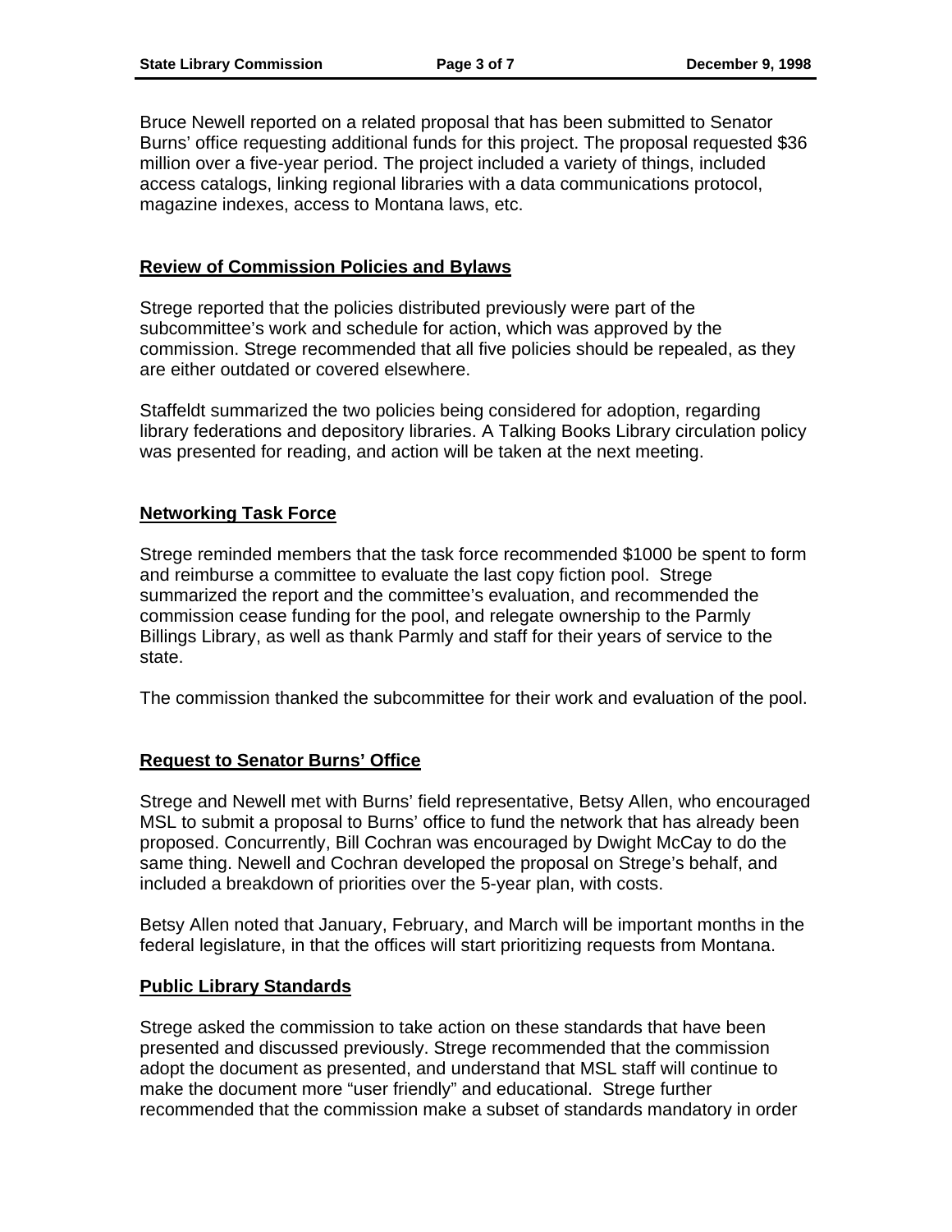Bruce Newell reported on a related proposal that has been submitted to Senator Burns' office requesting additional funds for this project. The proposal requested $36 million over a five-year period. The project included a variety of things, included access catalogs, linking regional libraries with a data communications protocol, magazine indexes, access to Montana laws, etc.

## Review of Commission Policies and Bylaws

Strege reported that the policies distributed previously were part of the subcommittee's work and schedule for action, which was approved by the commission. Strege recommended that all five policies should be repealed, as they are either outdated or covered elsewhere.

Staffeldt summarized the two policies being considered for adoption, regarding library federations and depository libraries. A Talking Books Library circulation policy was presented for reading, and action will be taken at the next meeting.

## Networking Task Force

Strege reminded members that the task force recommended $1000 be spent to form and reimburse a committee to evaluate the last copy fiction pool. Strege summarized the report and the committee's evaluation, and recommended the commission cease funding for the pool, and relegate ownership to the Parmly Billings Library, as well as thank Parmly and staff for their years of service to the state.

The commission thanked the subcommittee for their work and evaluation of the pool.

## Request to Senator Burns' Office

Strege and Newell met with Burns' field representative, Betsy Allen, who encouraged MSL to submit a proposal to Burns' office to fund the network that has already been proposed. Concurrently, Bill Cochran was encouraged by Dwight McCay to do the same thing. Newell and Cochran developed the proposal on Strege's behalf, and included a breakdown of priorities over the 5-year plan, with costs.

Betsy Allen noted that January, February, and March will be important months in the federal legislature, in that the offices will start prioritizing requests from Montana.

## Public Library Standards

Strege asked the commission to take action on these standards that have been presented and discussed previously. Strege recommended that the commission adopt the document as presented, and understand that MSL staff will continue to make the document more "user friendly" and educational. Strege further recommended that the commission make a subset of standards mandatory in order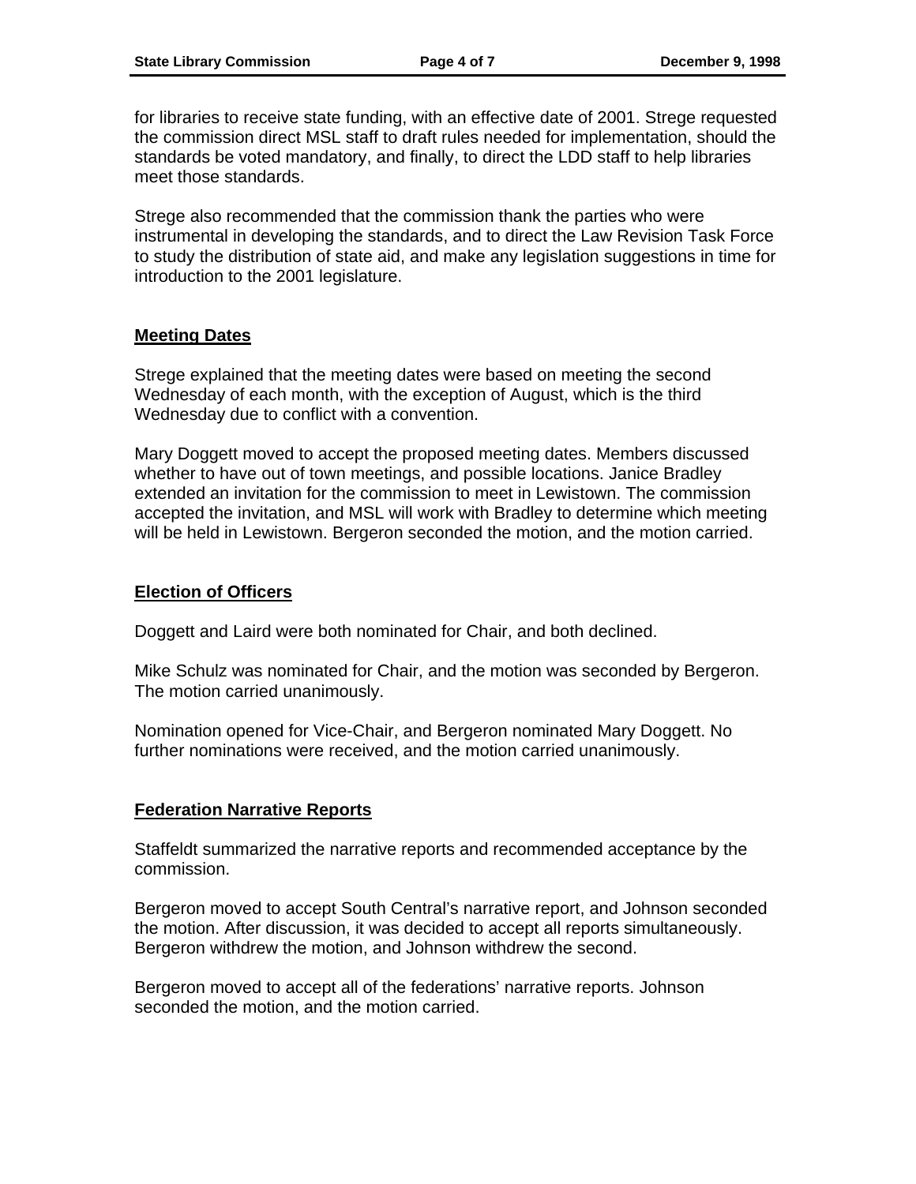for libraries to receive state funding, with an effective date of 2001. Strege requested the commission direct MSL staff to draft rules needed for implementation, should the standards be voted mandatory, and finally, to direct the LDD staff to help libraries meet those standards.

Strege also recommended that the commission thank the parties who were instrumental in developing the standards, and to direct the Law Revision Task Force to study the distribution of state aid, and make any legislation suggestions in time for introduction to the 2001 legislature.

## Meeting Dates

Strege explained that the meeting dates were based on meeting the second Wednesday of each month, with the exception of August, which is the third Wednesday due to conflict with a convention.

Mary Doggett moved to accept the proposed meeting dates. Members discussed whether to have out of town meetings, and possible locations. Janice Bradley extended an invitation for the commission to meet in Lewistown. The commission accepted the invitation, and MSL will work with Bradley to determine which meeting will be held in Lewistown. Bergeron seconded the motion, and the motion carried.

## Election of Officers

Doggett and Laird were both nominated for Chair, and both declined.

Mike Schulz was nominated for Chair, and the motion was seconded by Bergeron. The motion carried unanimously.

Nomination opened for Vice-Chair, and Bergeron nominated Mary Doggett. No further nominations were received, and the motion carried unanimously.

## Federation Narrative Reports

Staffeldt summarized the narrative reports and recommended acceptance by the commission.

Bergeron moved to accept South Central's narrative report, and Johnson seconded the motion. After discussion, it was decided to accept all reports simultaneously. Bergeron withdrew the motion, and Johnson withdrew the second.

Bergeron moved to accept all of the federations' narrative reports. Johnson seconded the motion, and the motion carried.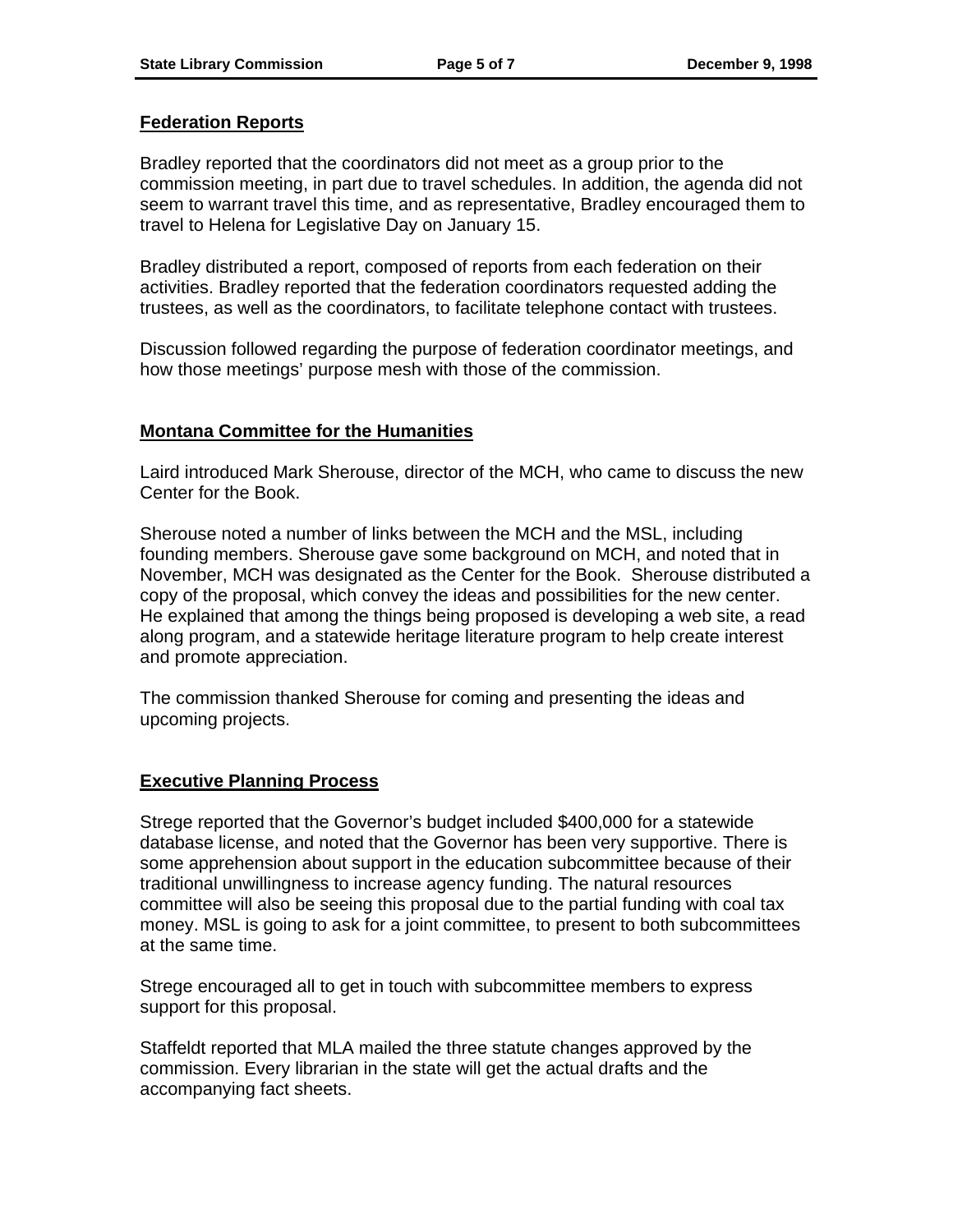## Federation Reports

Bradley reported that the coordinators did not meet as a group prior to the commission meeting, in part due to travel schedules. In addition, the agenda did not seem to warrant travel this time, and as representative, Bradley encouraged them to travel to Helena for Legislative Day on January 15.

Bradley distributed a report, composed of reports from each federation on their activities. Bradley reported that the federation coordinators requested adding the trustees, as well as the coordinators, to facilitate telephone contact with trustees.

Discussion followed regarding the purpose of federation coordinator meetings, and how those meetings' purpose mesh with those of the commission.

## Montana Committee for the Humanities

Laird introduced Mark Sherouse, director of the MCH, who came to discuss the new Center for the Book.

Sherouse noted a number of links between the MCH and the MSL, including founding members. Sherouse gave some background on MCH, and noted that in November, MCH was designated as the Center for the Book. Sherouse distributed a copy of the proposal, which convey the ideas and possibilities for the new center. He explained that among the things being proposed is developing a web site, a read along program, and a statewide heritage literature program to help create interest and promote appreciation.

The commission thanked Sherouse for coming and presenting the ideas and upcoming projects.

## Executive Planning Process

Strege reported that the Governor's budget included $400,000 for a statewide database license, and noted that the Governor has been very supportive. There is some apprehension about support in the education subcommittee because of their traditional unwillingness to increase agency funding. The natural resources committee will also be seeing this proposal due to the partial funding with coal tax money. MSL is going to ask for a joint committee, to present to both subcommittees at the same time.

Strege encouraged all to get in touch with subcommittee members to express support for this proposal.

Staffeldt reported that MLA mailed the three statute changes approved by the commission. Every librarian in the state will get the actual drafts and the accompanying fact sheets.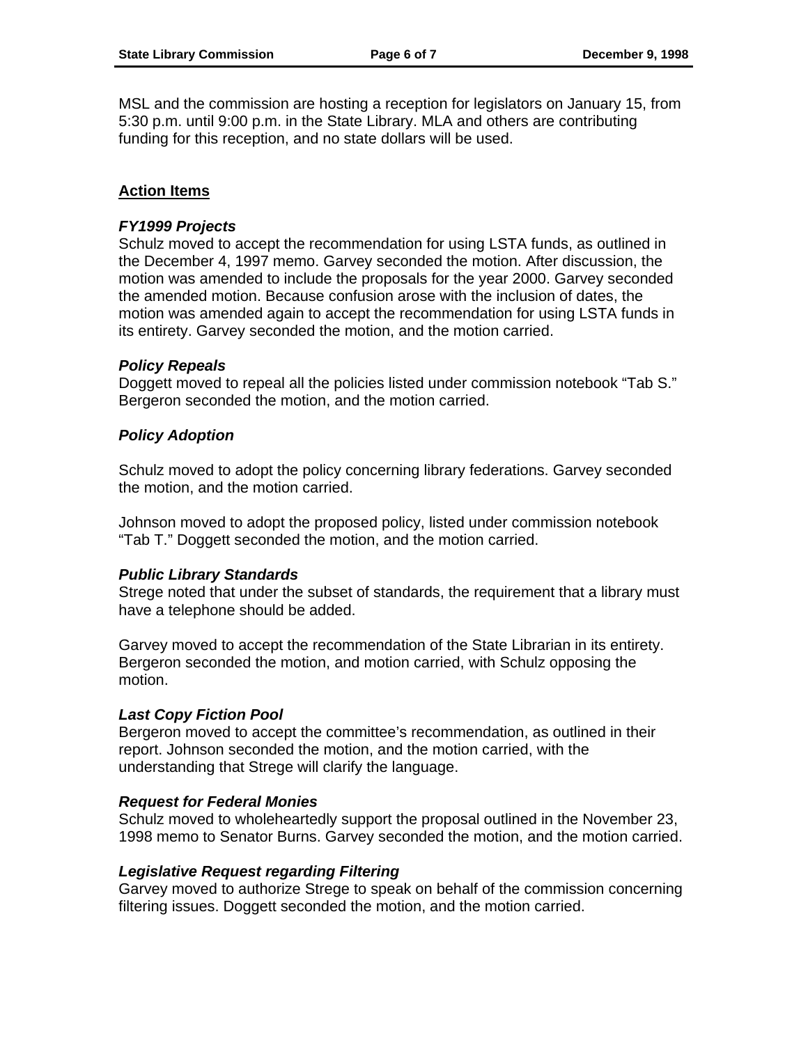MSL and the commission are hosting a reception for legislators on January 15, from 5:30 p.m. until 9:00 p.m. in the State Library. MLA and others are contributing funding for this reception, and no state dollars will be used.

## Action Items

### *FY1999 Projects*

Schulz moved to accept the recommendation for using LSTA funds, as outlined in the December 4, 1997 memo. Garvey seconded the motion. After discussion, the motion was amended to include the proposals for the year 2000. Garvey seconded the amended motion. Because confusion arose with the inclusion of dates, the motion was amended again to accept the recommendation for using LSTA funds in its entirety. Garvey seconded the motion, and the motion carried.

### *Policy Repeals*

Doggett moved to repeal all the policies listed under commission notebook "Tab S." Bergeron seconded the motion, and the motion carried.

### *Policy Adoption*

Schulz moved to adopt the policy concerning library federations. Garvey seconded the motion, and the motion carried.

Johnson moved to adopt the proposed policy, listed under commission notebook "Tab T." Doggett seconded the motion, and the motion carried.

### *Public Library Standards*

Strege noted that under the subset of standards, the requirement that a library must have a telephone should be added.

Garvey moved to accept the recommendation of the State Librarian in its entirety. Bergeron seconded the motion, and motion carried, with Schulz opposing the motion.

### *Last Copy Fiction Pool*

Bergeron moved to accept the committee's recommendation, as outlined in their report. Johnson seconded the motion, and the motion carried, with the understanding that Strege will clarify the language.

### *Request for Federal Monies*

Schulz moved to wholeheartedly support the proposal outlined in the November 23, 1998 memo to Senator Burns. Garvey seconded the motion, and the motion carried.

### *Legislative Request regarding Filtering*

Garvey moved to authorize Strege to speak on behalf of the commission concerning filtering issues. Doggett seconded the motion, and the motion carried.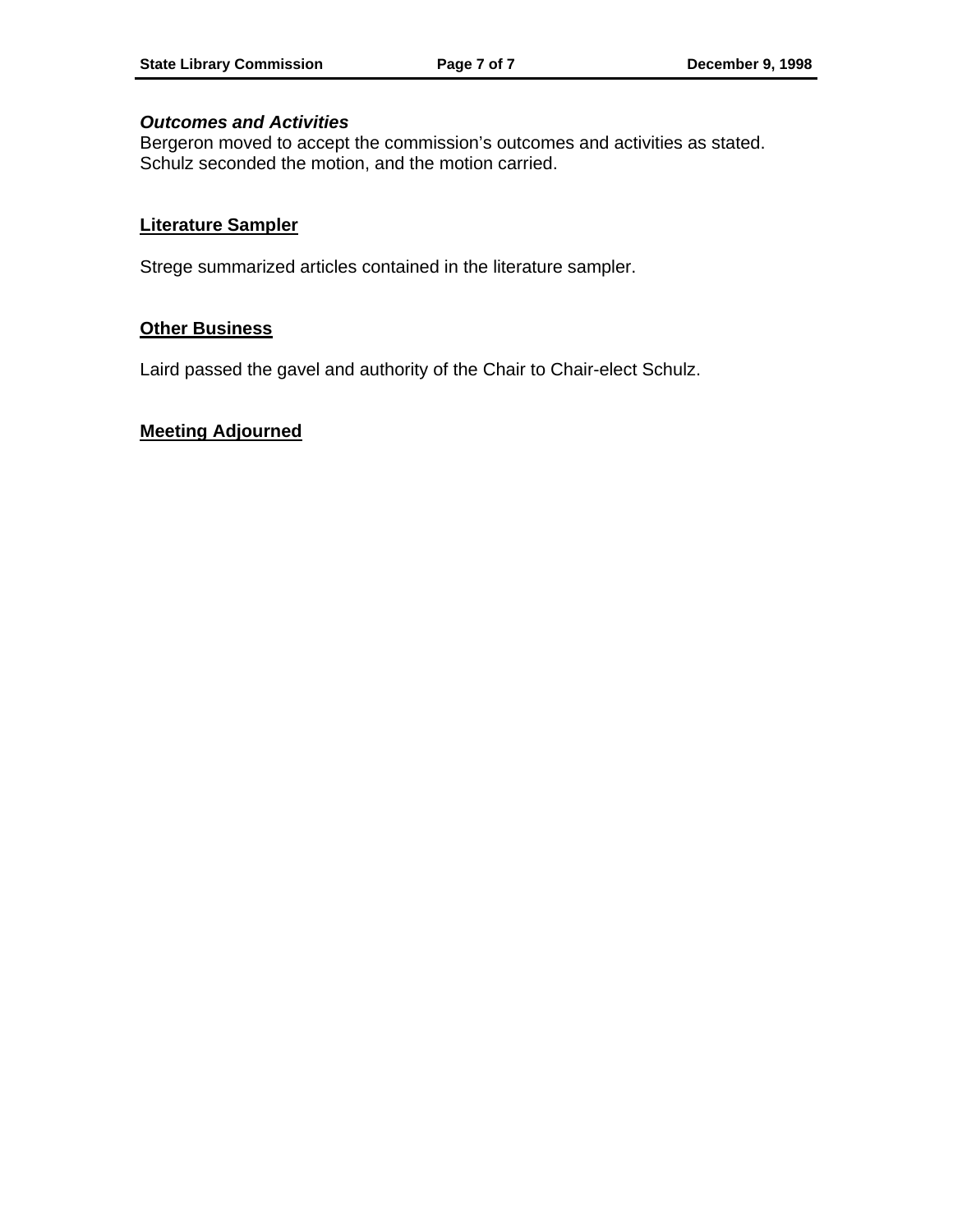***Outcomes and Activities***

Bergeron moved to accept the commission's outcomes and activities as stated. Schulz seconded the motion, and the motion carried.

## Literature Sampler

Strege summarized articles contained in the literature sampler.

## Other Business

Laird passed the gavel and authority of the Chair to Chair-elect Schulz.

## Meeting Adjourned